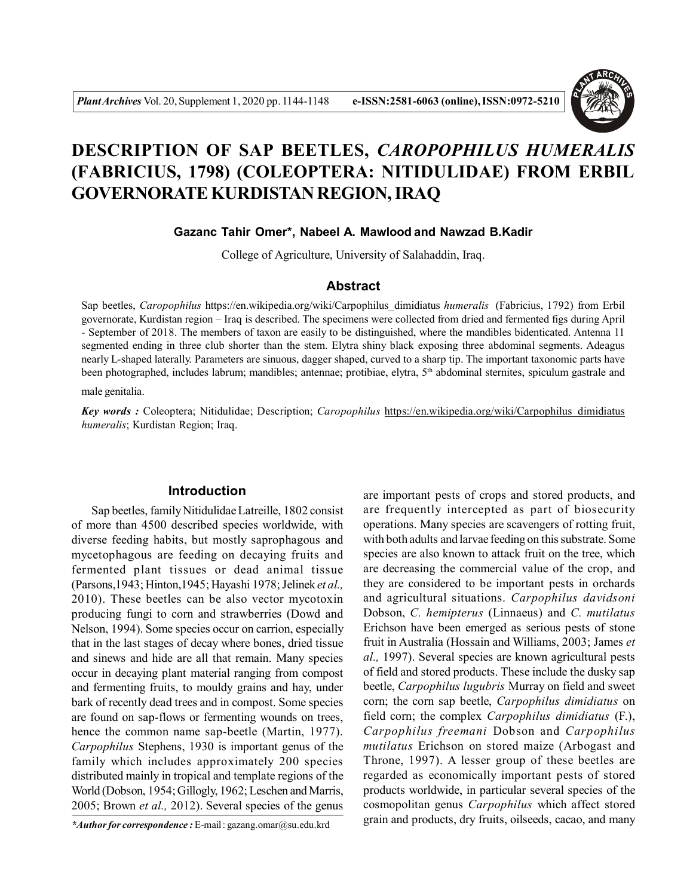# DESCRIPTION OF SAP BEETLES, *CAROPOPHILUS HUMERALIS* (FABRICIUS, 1798) (COLEOPTERA: NITIDULIDAE) FROM ERBIL GOVERNORATE KURDISTAN REGION, IRAQ

**Gazanc Tahir Omer\*, Nabeel A. Mawlood and Nawzad B.Kadir**

College of Agriculture, University of Salahaddin, Iraq.

## Abstract

Sap beetles, *Caropophilus* https://en.wikipedia.org/wiki/Carpophilus_dimidiatus *humeralis* (Fabricius, 1792) from Erbil governorate, Kurdistan region – Iraq is described. The specimens were collected from dried and fermented figs during April - September of 2018. The members of taxon are easily to be distinguished, where the mandibles bidenticated. Antenna 11 segmented ending in three club shorter than the stem. Elytra shiny black exposing three abdominal segments. Adeagus nearly L-shaped laterally. Parameters are sinuous, dagger shaped, curved to a sharp tip. The important taxonomic parts have been photographed, includes labrum; mandibles; antennae; protibiae, elytra, 5th abdominal sternites, spiculum gastrale and male genitalia.

***Key words :*** Coleoptera; Nitidulidae; Description; *Caropophilus* https://en.wikipedia.org/wiki/Carpophilus_dimidiatus *humeralis*; Kurdistan Region; Iraq.

## Introduction

Sap beetles, family Nitidulidae Latreille, 1802 consist of more than 4500 described species worldwide, with diverse feeding habits, but mostly saprophagous and mycetophagous are feeding on decaying fruits and fermented plant tissues or dead animal tissue (Parsons,1943; Hinton,1945; Hayashi 1978; Jelinek *et al.,* 2010). These beetles can be also vector mycotoxin producing fungi to corn and strawberries (Dowd and Nelson, 1994). Some species occur on carrion, especially that in the last stages of decay where bones, dried tissue and sinews and hide are all that remain. Many species occur in decaying plant material ranging from compost and fermenting fruits, to mouldy grains and hay, under bark of recently dead trees and in compost. Some species are found on sap-flows or fermenting wounds on trees, hence the common name sap-beetle (Martin, 1977). *Carpophilus* Stephens, 1930 is important genus of the family which includes approximately 200 species distributed mainly in tropical and template regions of the World (Dobson, 1954; Gillogly, 1962; Leschen and Marris, 2005; Brown *et al.,* 2012). Several species of the genus are important pests of crops and stored products, and are frequently intercepted as part of biosecurity operations. Many species are scavengers of rotting fruit, with both adults and larvae feeding on this substrate. Some species are also known to attack fruit on the tree, which are decreasing the commercial value of the crop, and they are considered to be important pests in orchards and agricultural situations. *Carpophilus davidsoni* Dobson, *C. hemipterus* (Linnaeus) and *C. mutilatus* Erichson have been emerged as serious pests of stone fruit in Australia (Hossain and Williams, 2003; James *et al.,* 1997). Several species are known agricultural pests of field and stored products. These include the dusky sap beetle, *Carpophilus lugubris* Murray on field and sweet corn; the corn sap beetle, *Carpophilus dimidiatus* on field corn; the complex *Carpophilus dimidiatus* (F.), *Carpophilus freemani* Dobson and *Carpophilus mutilatus* Erichson on stored maize (Arbogast and Throne, 1997). A lesser group of these beetles are regarded as economically important pests of stored products worldwide, in particular several species of the cosmopolitan genus *Carpophilus* which affect stored grain and products, dry fruits, oilseeds, cacao, and many

***\*Author for correspondence :*** E-mail : gazang.omar@su.edu.krd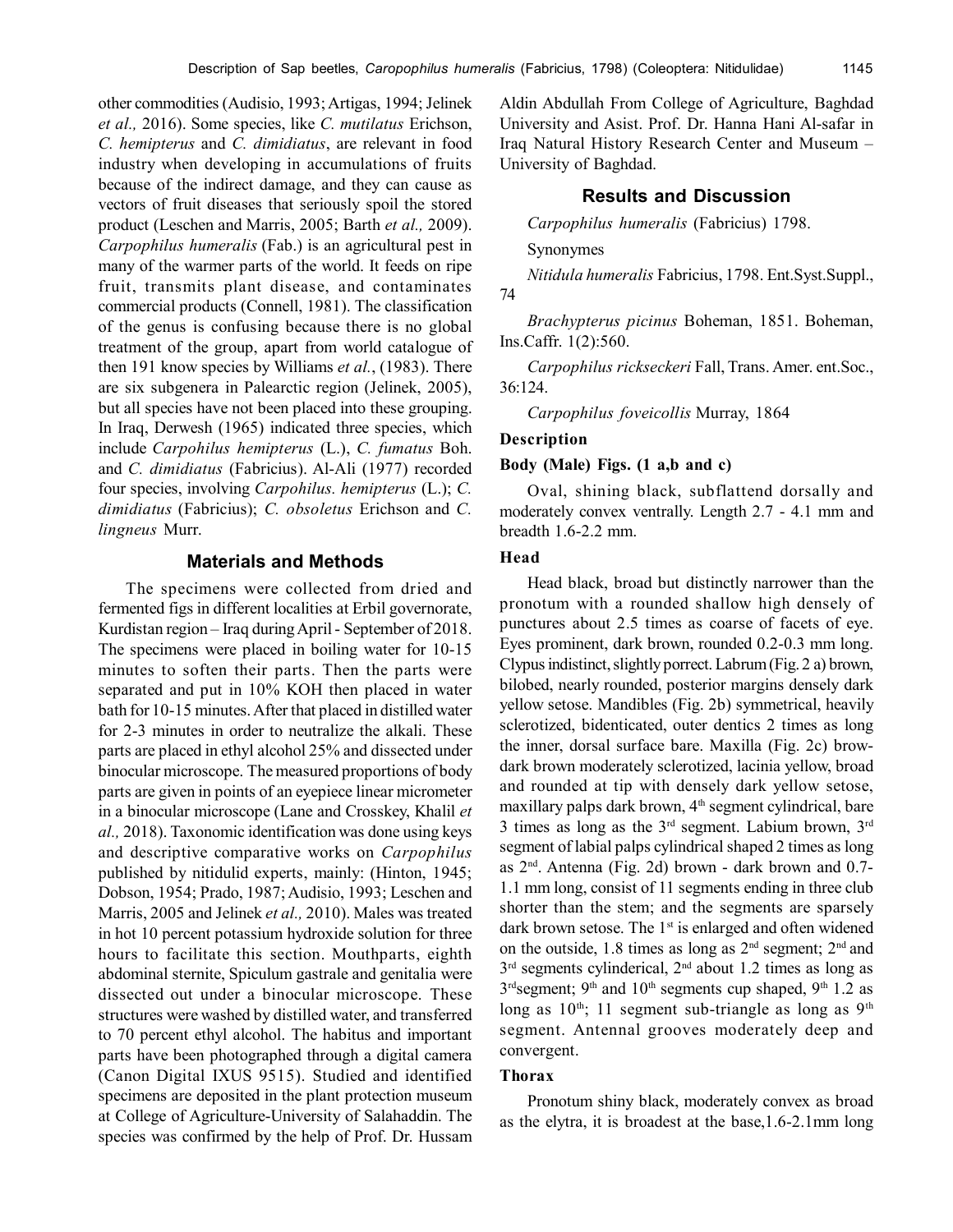other commodities (Audisio, 1993; Artigas, 1994; Jelinek *et al.,* 2016). Some species, like *C. mutilatus* Erichson, *C. hemipterus* and *C. dimidiatus*, are relevant in food industry when developing in accumulations of fruits because of the indirect damage, and they can cause as vectors of fruit diseases that seriously spoil the stored product (Leschen and Marris, 2005; Barth *et al.,* 2009). *Carpophilus humeralis* (Fab.) is an agricultural pest in many of the warmer parts of the world. It feeds on ripe fruit, transmits plant disease, and contaminates commercial products (Connell, 1981). The classification of the genus is confusing because there is no global treatment of the group, apart from world catalogue of then 191 know species by Williams *et al.*, (1983). There are six subgenera in Palearctic region (Jelinek, 2005), but all species have not been placed into these grouping. In Iraq, Derwesh (1965) indicated three species, which include *Carpohilus hemipterus* (L.), *C. fumatus* Boh. and *C. dimidiatus* (Fabricius). Al-Ali (1977) recorded four species, involving *Carpohilus. hemipterus* (L.); *C. dimidiatus* (Fabricius); *C. obsoletus* Erichson and *C. lingneus* Murr.

## Materials and Methods

The specimens were collected from dried and fermented figs in different localities at Erbil governorate, Kurdistan region – Iraq during April - September of 2018. The specimens were placed in boiling water for 10-15 minutes to soften their parts. Then the parts were separated and put in 10% KOH then placed in water bath for 10-15 minutes. After that placed in distilled water for 2-3 minutes in order to neutralize the alkali. These parts are placed in ethyl alcohol 25% and dissected under binocular microscope. The measured proportions of body parts are given in points of an eyepiece linear micrometer in a binocular microscope (Lane and Crosskey, Khalil *et al.,* 2018). Taxonomic identification was done using keys and descriptive comparative works on *Carpophilus* published by nitidulid experts, mainly: (Hinton, 1945; Dobson, 1954; Prado, 1987; Audisio, 1993; Leschen and Marris, 2005 and Jelinek *et al.,* 2010). Males was treated in hot 10 percent potassium hydroxide solution for three hours to facilitate this section. Mouthparts, eighth abdominal sternite, Spiculum gastrale and genitalia were dissected out under a binocular microscope. These structures were washed by distilled water, and transferred to 70 percent ethyl alcohol. The habitus and important parts have been photographed through a digital camera (Canon Digital IXUS 9515). Studied and identified specimens are deposited in the plant protection museum at College of Agriculture-University of Salahaddin. The species was confirmed by the help of Prof. Dr. Hussam Aldin Abdullah From College of Agriculture, Baghdad University and Asist. Prof. Dr. Hanna Hani Al-safar in Iraq Natural History Research Center and Museum – University of Baghdad.

## Results and Discussion

*Carpophilus humeralis* (Fabricius) 1798.

Synonymes

*Nitidula humeralis* Fabricius, 1798. Ent.Syst.Suppl., 74

*Brachypterus picinus* Boheman, 1851. Boheman, Ins.Caffr. 1(2):560.

*Carpophilus rickseckeri* Fall, Trans. Amer. ent.Soc., 36:124.

*Carpophilus foveicollis* Murray, 1864

### Description

#### Body (Male) Figs. (1 a,b and c)

Oval, shining black, subflattend dorsally and moderately convex ventrally. Length 2.7 - 4.1 mm and breadth 1.6-2.2 mm.

#### Head

Head black, broad but distinctly narrower than the pronotum with a rounded shallow high densely of punctures about 2.5 times as coarse of facets of eye. Eyes prominent, dark brown, rounded 0.2-0.3 mm long. Clypus indistinct, slightly porrect. Labrum (Fig. 2 a) brown, bilobed, nearly rounded, posterior margins densely dark yellow setose. Mandibles (Fig. 2b) symmetrical, heavily sclerotized, bidenticated, outer dentics 2 times as long the inner, dorsal surface bare. Maxilla (Fig. 2c) brow-dark brown moderately sclerotized, lacinia yellow, broad and rounded at tip with densely dark yellow setose, maxillary palps dark brown, 4th segment cylindrical, bare 3 times as long as the 3rd segment. Labium brown, 3rd segment of labial palps cylindrical shaped 2 times as long as 2nd. Antenna (Fig. 2d) brown - dark brown and 0.7-1.1 mm long, consist of 11 segments ending in three club shorter than the stem; and the segments are sparsely dark brown setose. The 1st is enlarged and often widened on the outside, 1.8 times as long as 2nd segment; 2nd and 3rd segments cylinderical, 2nd about 1.2 times as long as 3rd segment; 9th and 10th segments cup shaped, 9th 1.2 as long as 10th; 11 segment sub-triangle as long as 9th segment. Antennal grooves moderately deep and convergent.

#### Thorax

Pronotum shiny black, moderately convex as broad as the elytra, it is broadest at the base,1.6-2.1mm long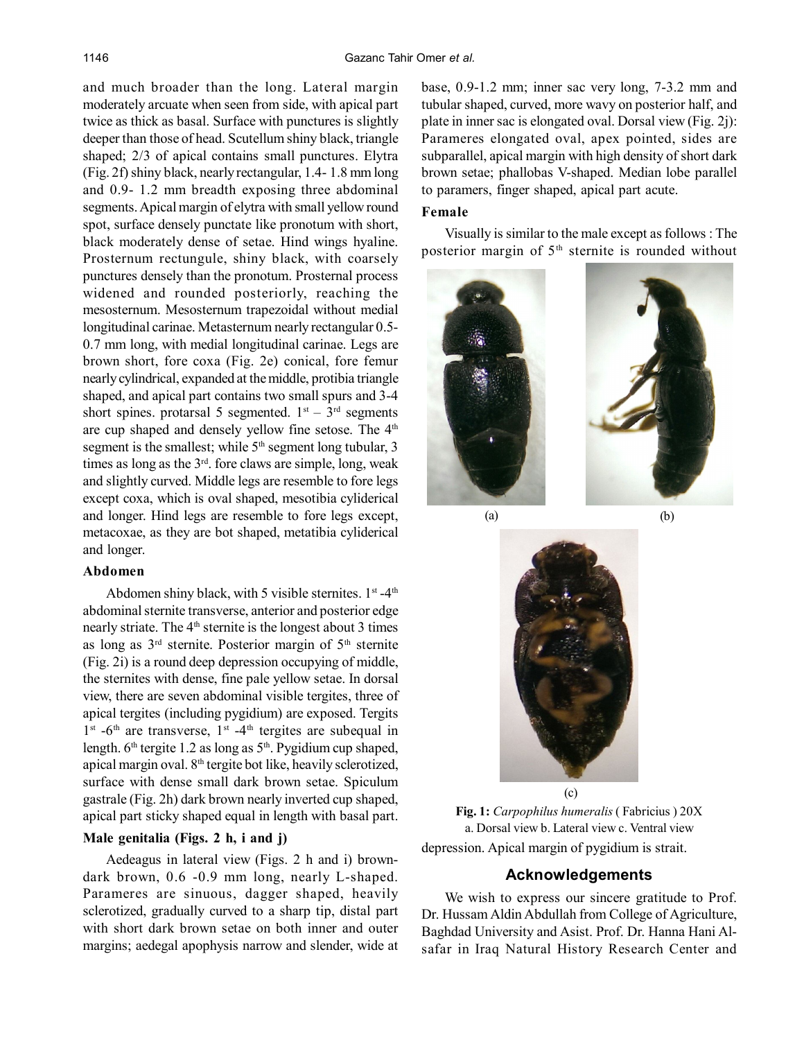and much broader than the long. Lateral margin moderately arcuate when seen from side, with apical part twice as thick as basal. Surface with punctures is slightly deeper than those of head. Scutellum shiny black, triangle shaped; 2/3 of apical contains small punctures. Elytra (Fig. 2f) shiny black, nearly rectangular, 1.4- 1.8 mm long and 0.9- 1.2 mm breadth exposing three abdominal segments. Apical margin of elytra with small yellow round spot, surface densely punctate like pronotum with short, black moderately dense of setae. Hind wings hyaline. Prosternum rectungule, shiny black, with coarsely punctures densely than the pronotum. Prosternal process widened and rounded posteriorly, reaching the mesosternum. Mesosternum trapezoidal without medial longitudinal carinae. Metasternum nearly rectangular 0.5-0.7 mm long, with medial longitudinal carinae. Legs are brown short, fore coxa (Fig. 2e) conical, fore femur nearly cylindrical, expanded at the middle, protibia triangle shaped, and apical part contains two small spurs and 3-4 short spines. protarsal 5 segmented. 1st – 3rd segments are cup shaped and densely yellow fine setose. The 4th segment is the smallest; while 5th segment long tubular, 3 times as long as the 3rd. fore claws are simple, long, weak and slightly curved. Middle legs are resemble to fore legs except coxa, which is oval shaped, mesotibia cyliderical and longer. Hind legs are resemble to fore legs except, metacoxae, as they are bot shaped, metatibia cyliderical and longer.

### Abdomen

Abdomen shiny black, with 5 visible sternites. 1st -4th abdominal sternite transverse, anterior and posterior edge nearly striate. The 4th sternite is the longest about 3 times as long as 3rd sternite. Posterior margin of 5th sternite (Fig. 2i) is a round deep depression occupying of middle, the sternites with dense, fine pale yellow setae. In dorsal view, there are seven abdominal visible tergites, three of apical tergites (including pygidium) are exposed. Tergits 1st -6th are transverse, 1st -4th tergites are subequal in length. 6th tergite 1.2 as long as 5th. Pygidium cup shaped, apical margin oval. 8th tergite bot like, heavily sclerotized, surface with dense small dark brown setae. Spiculum gastrale (Fig. 2h) dark brown nearly inverted cup shaped, apical part sticky shaped equal in length with basal part.

### Male genitalia (Figs. 2 h, i and j)

Aedeagus in lateral view (Figs. 2 h and i) brown-dark brown, 0.6 -0.9 mm long, nearly L-shaped. Parameres are sinuous, dagger shaped, heavily sclerotized, gradually curved to a sharp tip, distal part with short dark brown setae on both inner and outer margins; aedegal apophysis narrow and slender, wide at base, 0.9-1.2 mm; inner sac very long, 7-3.2 mm and tubular shaped, curved, more wavy on posterior half, and plate in inner sac is elongated oval. Dorsal view (Fig. 2j): Parameres elongated oval, apex pointed, sides are subparallel, apical margin with high density of short dark brown setae; phallobas V-shaped. Median lobe parallel to paramers, finger shaped, apical part acute.

### Female

Visually is similar to the male except as follows : The posterior margin of 5th sternite is rounded without depression. Apical margin of pygidium is strait.

(a) (b)

(c)

**Fig. 1:** *Carpophilus humeralis* ( Fabricius ) 20X
a. Dorsal view b. Lateral view c. Ventral view

## Acknowledgements

We wish to express our sincere gratitude to Prof. Dr. Hussam Aldin Abdullah from College of Agriculture, Baghdad University and Asist. Prof. Dr. Hanna Hani Al-safar in Iraq Natural History Research Center and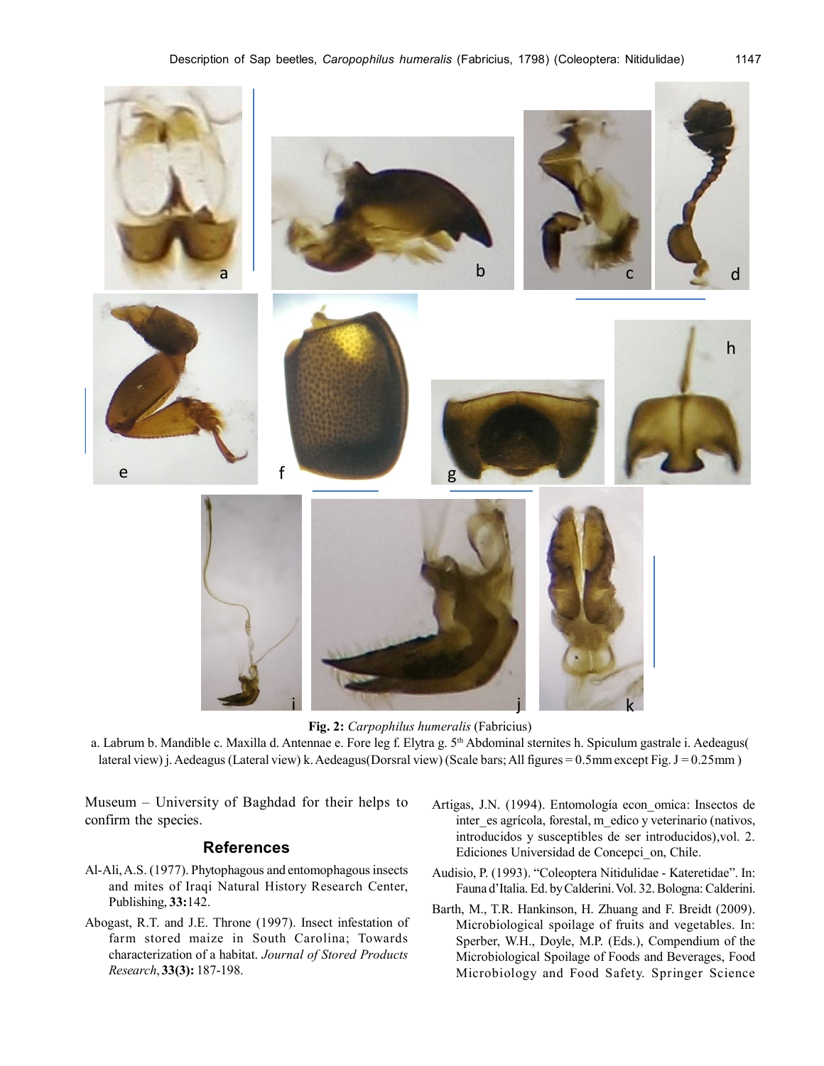**Fig. 2:** *Carpophilus humeralis* (Fabricius)

a. Labrum b. Mandible c. Maxilla d. Antennae e. Fore leg f. Elytra g. 5th Abdominal sternites h. Spiculum gastrale i. Aedeagus( lateral view) j. Aedeagus (Lateral view) k. Aedeagus(Dorsral view) (Scale bars; All figures = 0.5mm except Fig. J = 0.25mm )

Museum – University of Baghdad for their helps to confirm the species.

## References

Al-Ali, A.S. (1977). Phytophagous and entomophagous insects and mites of Iraqi Natural History Research Center, Publishing, **33:**142.

Abogast, R.T. and J.E. Throne (1997). Insect infestation of farm stored maize in South Carolina; Towards characterization of a habitat. *Journal of Stored Products Research*, **33(3):** 187-198.

Artigas, J.N. (1994). Entomología econ_omica: Insectos de inter_es agrícola, forestal, m_edico y veterinario (nativos, introducidos y susceptibles de ser introducidos),vol. 2. Ediciones Universidad de Concepci_on, Chile.

Audisio, P. (1993). "Coleoptera Nitidulidae - Kateretidae". In: Fauna d'Italia. Ed. by Calderini. Vol. 32. Bologna: Calderini.

Barth, M., T.R. Hankinson, H. Zhuang and F. Breidt (2009). Microbiological spoilage of fruits and vegetables. In: Sperber, W.H., Doyle, M.P. (Eds.), Compendium of the Microbiological Spoilage of Foods and Beverages, Food Microbiology and Food Safety. Springer Science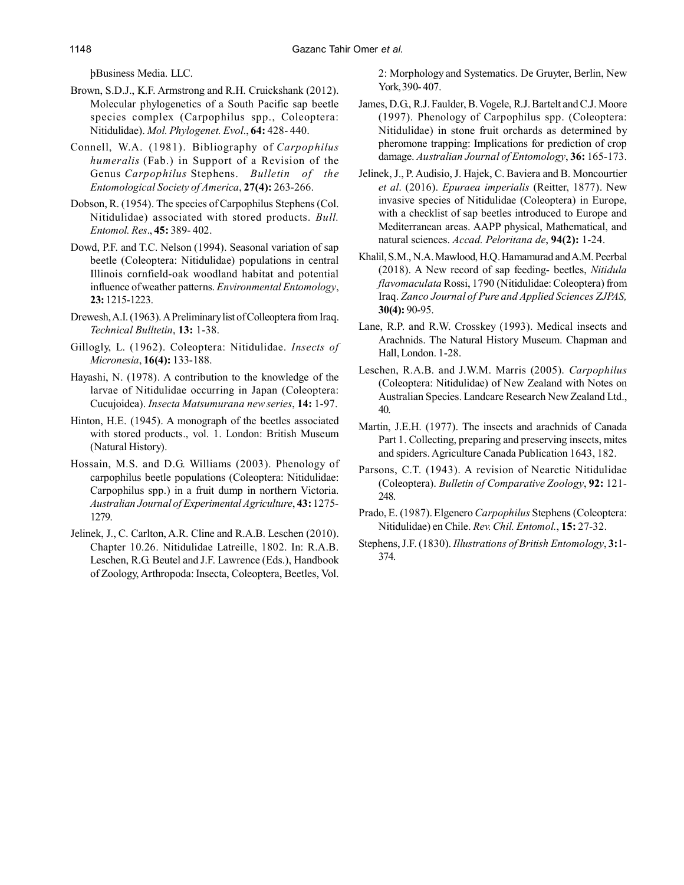þBusiness Media. LLC.

Brown, S.D.J., K.F. Armstrong and R.H. Cruickshank (2012). Molecular phylogenetics of a South Pacific sap beetle species complex (Carpophilus spp., Coleoptera: Nitidulidae). *Mol. Phylogenet. Evol*., **64:** 428- 440.

Connell, W.A. (1981). Bibliography of *Carpophilus humeralis* (Fab.) in Support of a Revision of the Genus *Carpophilus* Stephens. *Bulletin of the Entomological Society of America*, **27(4):** 263-266.

Dobson, R. (1954). The species of Carpophilus Stephens (Col. Nitidulidae) associated with stored products. *Bull. Entomol. Res*., **45:** 389- 402.

Dowd, P.F. and T.C. Nelson (1994). Seasonal variation of sap beetle (Coleoptera: Nitidulidae) populations in central Illinois cornfield-oak woodland habitat and potential influence of weather patterns. *Environmental Entomology*, **23:** 1215-1223.

Drewesh, A.I. (1963). A Preliminary list of Colleoptera from Iraq. *Technical Bulltetin*, **13:** 1-38.

Gillogly, L. (1962). Coleoptera: Nitidulidae. *Insects of Micronesia*, **16(4):** 133-188.

Hayashi, N. (1978). A contribution to the knowledge of the larvae of Nitidulidae occurring in Japan (Coleoptera: Cucujoidea). *Insecta Matsumurana new series*, **14:** 1-97.

Hinton, H.E. (1945). A monograph of the beetles associated with stored products., vol. 1. London: British Museum (Natural History).

Hossain, M.S. and D.G. Williams (2003). Phenology of carpophilus beetle populations (Coleoptera: Nitidulidae: Carpophilus spp.) in a fruit dump in northern Victoria. *Australian Journal of Experimental Agriculture*, **43:** 1275-1279.

Jelinek, J., C. Carlton, A.R. Cline and R.A.B. Leschen (2010). Chapter 10.26. Nitidulidae Latreille, 1802. In: R.A.B. Leschen, R.G. Beutel and J.F. Lawrence (Eds.), Handbook of Zoology, Arthropoda: Insecta, Coleoptera, Beetles, Vol. 2: Morphology and Systematics. De Gruyter, Berlin, New York, 390- 407.

James, D.G., R.J. Faulder, B. Vogele, R.J. Bartelt and C.J. Moore (1997). Phenology of Carpophilus spp. (Coleoptera: Nitidulidae) in stone fruit orchards as determined by pheromone trapping: Implications for prediction of crop damage. *Australian Journal of Entomology*, **36:** 165-173.

Jelinek, J., P. Audisio, J. Hajek, C. Baviera and B. Moncourtier *et al*. (2016). *Epuraea imperialis* (Reitter, 1877). New invasive species of Nitidulidae (Coleoptera) in Europe, with a checklist of sap beetles introduced to Europe and Mediterranean areas. AAPP physical, Mathematical, and natural sciences. *Accad. Peloritana de*, **94(2):** 1-24.

Khalil, S.M., N.A. Mawlood, H.Q. Hamamurad and A.M. Peerbal (2018). A New record of sap feeding- beetles, *Nitidula flavomaculata* Rossi, 1790 (Nitidulidae: Coleoptera) from Iraq. *Zanco Journal of Pure and Applied Sciences ZJPAS,* **30(4):** 90-95.

Lane, R.P. and R.W. Crosskey (1993). Medical insects and Arachnids. The Natural History Museum. Chapman and Hall, London. 1-28.

Leschen, R.A.B. and J.W.M. Marris (2005). *Carpophilus* (Coleoptera: Nitidulidae) of New Zealand with Notes on Australian Species. Landcare Research New Zealand Ltd., 40.

Martin, J.E.H. (1977). The insects and arachnids of Canada Part 1. Collecting, preparing and preserving insects, mites and spiders. Agriculture Canada Publication 1643, 182.

Parsons, C.T. (1943). A revision of Nearctic Nitidulidae (Coleoptera). *Bulletin of Comparative Zoology*, **92:** 121-248.

Prado, E. (1987). Elgenero *Carpophilus* Stephens (Coleoptera: Nitidulidae) en Chile. *Rev. Chil. Entomol.*, **15:** 27-32.

Stephens, J.F. (1830). *Illustrations of British Entomology*, **3:**1-374.